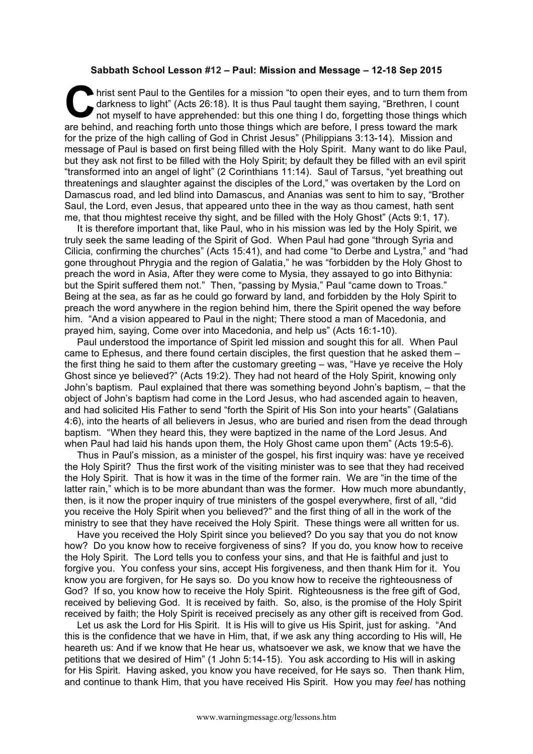**Sabbath School Lesson #12 – Paul: Mission and Message – 12-18 Sep 2015**

Christ sent Paul to the Gentiles for a mission "to open their eyes, and to turn them from darkness to light" (Acts 26:18). It is thus Paul taught them saying, "Brethren, I count not myself to have apprehended: but this one thing I do, forgetting those things which are behind, and reaching forth unto those things which are before, I press toward the mark for the prize of the high calling of God in Christ Jesus" (Philippians 3:13-14). Mission and message of Paul is based on first being filled with the Holy Spirit. Many want to do like Paul, but they ask not first to be filled with the Holy Spirit; by default they be filled with an evil spirit "transformed into an angel of light" (2 Corinthians 11:14). Saul of Tarsus, "yet breathing out threatenings and slaughter against the disciples of the Lord," was overtaken by the Lord on Damascus road, and led blind into Damascus, and Ananias was sent to him to say, "Brother Saul, the Lord, even Jesus, that appeared unto thee in the way as thou camest, hath sent me, that thou mightest receive thy sight, and be filled with the Holy Ghost" (Acts 9:1, 17).

It is therefore important that, like Paul, who in his mission was led by the Holy Spirit, we truly seek the same leading of the Spirit of God. When Paul had gone "through Syria and Cilicia, confirming the churches" (Acts 15:41), and had come "to Derbe and Lystra," and "had gone throughout Phrygia and the region of Galatia," he was "forbidden by the Holy Ghost to preach the word in Asia, After they were come to Mysia, they assayed to go into Bithynia: but the Spirit suffered them not." Then, "passing by Mysia," Paul "came down to Troas." Being at the sea, as far as he could go forward by land, and forbidden by the Holy Spirit to preach the word anywhere in the region behind him, there the Spirit opened the way before him. "And a vision appeared to Paul in the night; There stood a man of Macedonia, and prayed him, saying, Come over into Macedonia, and help us" (Acts 16:1-10).

Paul understood the importance of Spirit led mission and sought this for all. When Paul came to Ephesus, and there found certain disciples, the first question that he asked them – the first thing he said to them after the customary greeting – was, "Have ye receive the Holy Ghost since ye believed?" (Acts 19:2). They had not heard of the Holy Spirit, knowing only John's baptism. Paul explained that there was something beyond John's baptism, – that the object of John's baptism had come in the Lord Jesus, who had ascended again to heaven, and had solicited His Father to send "forth the Spirit of His Son into your hearts" (Galatians 4:6), into the hearts of all believers in Jesus, who are buried and risen from the dead through baptism. "When they heard this, they were baptized in the name of the Lord Jesus. And when Paul had laid his hands upon them, the Holy Ghost came upon them" (Acts 19:5-6).

Thus in Paul's mission, as a minister of the gospel, his first inquiry was: have ye received the Holy Spirit? Thus the first work of the visiting minister was to see that they had received the Holy Spirit. That is how it was in the time of the former rain. We are "in the time of the latter rain," which is to be more abundant than was the former. How much more abundantly, then, is it now the proper inquiry of true ministers of the gospel everywhere, first of all, "did you receive the Holy Spirit when you believed?" and the first thing of all in the work of the ministry to see that they have received the Holy Spirit. These things were all written for us.

Have you received the Holy Spirit since you believed? Do you say that you do not know how? Do you know how to receive forgiveness of sins? If you do, you know how to receive the Holy Spirit. The Lord tells you to confess your sins, and that He is faithful and just to forgive you. You confess your sins, accept His forgiveness, and then thank Him for it. You know you are forgiven, for He says so. Do you know how to receive the righteousness of God? If so, you know how to receive the Holy Spirit. Righteousness is the free gift of God, received by believing God. It is received by faith. So, also, is the promise of the Holy Spirit received by faith; the Holy Spirit is received precisely as any other gift is received from God.

Let us ask the Lord for His Spirit. It is His will to give us His Spirit, just for asking. "And this is the confidence that we have in Him, that, if we ask any thing according to His will, He heareth us: And if we know that He hear us, whatsoever we ask, we know that we have the petitions that we desired of Him" (1 John 5:14-15). You ask according to His will in asking for His Spirit. Having asked, you know you have received, for He says so. Then thank Him, and continue to thank Him, that you have received His Spirit. How you may *feel* has nothing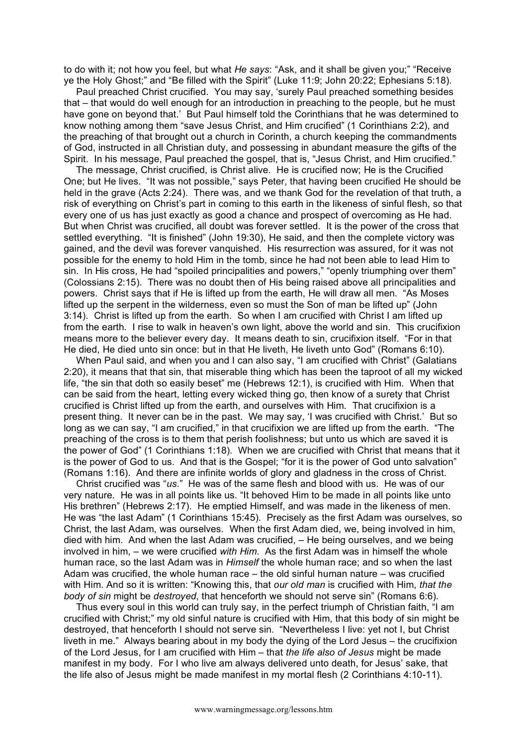to do with it; not how you feel, but what *He says*: "Ask, and it shall be given you;" "Receive ye the Holy Ghost;" and "Be filled with the Spirit" (Luke 11:9; John 20:22; Ephesians 5:18).

Paul preached Christ crucified. You may say, 'surely Paul preached something besides that – that would do well enough for an introduction in preaching to the people, but he must have gone on beyond that.' But Paul himself told the Corinthians that he was determined to know nothing among them "save Jesus Christ, and Him crucified" (1 Corinthians 2:2), and the preaching of that brought out a church in Corinth, a church keeping the commandments of God, instructed in all Christian duty, and possessing in abundant measure the gifts of the Spirit. In his message, Paul preached the gospel, that is, "Jesus Christ, and Him crucified."

The message, Christ crucified, is Christ alive. He is crucified now; He is the Crucified One; but He lives. "It was not possible," says Peter, that having been crucified He should be held in the grave (Acts 2:24). There was, and we thank God for the revelation of that truth, a risk of everything on Christ's part in coming to this earth in the likeness of sinful flesh, so that every one of us has just exactly as good a chance and prospect of overcoming as He had. But when Christ was crucified, all doubt was forever settled. It is the power of the cross that settled everything. "It is finished" (John 19:30), He said, and then the complete victory was gained, and the devil was forever vanquished. His resurrection was assured, for it was not possible for the enemy to hold Him in the tomb, since he had not been able to lead Him to sin. In His cross, He had "spoiled principalities and powers," "openly triumphing over them" (Colossians 2:15). There was no doubt then of His being raised above all principalities and powers. Christ says that if He is lifted up from the earth, He will draw all men. "As Moses lifted up the serpent in the wilderness, even so must the Son of man be lifted up" (John 3:14). Christ is lifted up from the earth. So when I am crucified with Christ I am lifted up from the earth. I rise to walk in heaven's own light, above the world and sin. This crucifixion means more to the believer every day. It means death to sin, crucifixion itself. "For in that He died, He died unto sin once: but in that He liveth, He liveth unto God" (Romans 6:10).

When Paul said, and when you and I can also say, "I am crucified with Christ" (Galatians 2:20), it means that that sin, that miserable thing which has been the taproot of all my wicked life, "the sin that doth so easily beset" me (Hebrews 12:1), is crucified with Him. When that can be said from the heart, letting every wicked thing go, then know of a surety that Christ crucified is Christ lifted up from the earth, and ourselves with Him. That crucifixion is a present thing. It never can be in the past. We may say, 'I was crucified with Christ.' But so long as we can say, "I am crucified," in that crucifixion we are lifted up from the earth. "The preaching of the cross is to them that perish foolishness; but unto us which are saved it is the power of God" (1 Corinthians 1:18). When we are crucified with Christ that means that it is the power of God to us. And that is the Gospel; "for it is the power of God unto salvation" (Romans 1:16). And there are infinite worlds of glory and gladness in the cross of Christ.

Christ crucified was "*us*." He was of the same flesh and blood with us. He was of our very nature. He was in all points like us. "It behoved Him to be made in all points like unto His brethren" (Hebrews 2:17). He emptied Himself, and was made in the likeness of men. He was "the last Adam" (1 Corinthians 15:45). Precisely as the first Adam was ourselves, so Christ, the last Adam, was ourselves. When the first Adam died, we, being involved in him, died with him. And when the last Adam was crucified, – He being ourselves, and we being involved in him, – we were crucified *with Him*. As the first Adam was in himself the whole human race, so the last Adam was in *Himself* the whole human race; and so when the last Adam was crucified, the whole human race – the old sinful human nature – was crucified with Him. And so it is written: "Knowing this, that *our old man* is crucified with Him, *that the body of sin* might be *destroyed*, that henceforth we should not serve sin" (Romans 6:6).

Thus every soul in this world can truly say, in the perfect triumph of Christian faith, "I am crucified with Christ;" my old sinful nature is crucified with Him, that this body of sin might be destroyed, that henceforth I should not serve sin. "Nevertheless I live: yet not I, but Christ liveth in me." Always bearing about in my body the dying of the Lord Jesus – the crucifixion of the Lord Jesus, for I am crucified with Him – that *the life also of Jesus* might be made manifest in my body. For I who live am always delivered unto death, for Jesus' sake, that the life also of Jesus might be made manifest in my mortal flesh (2 Corinthians 4:10-11).